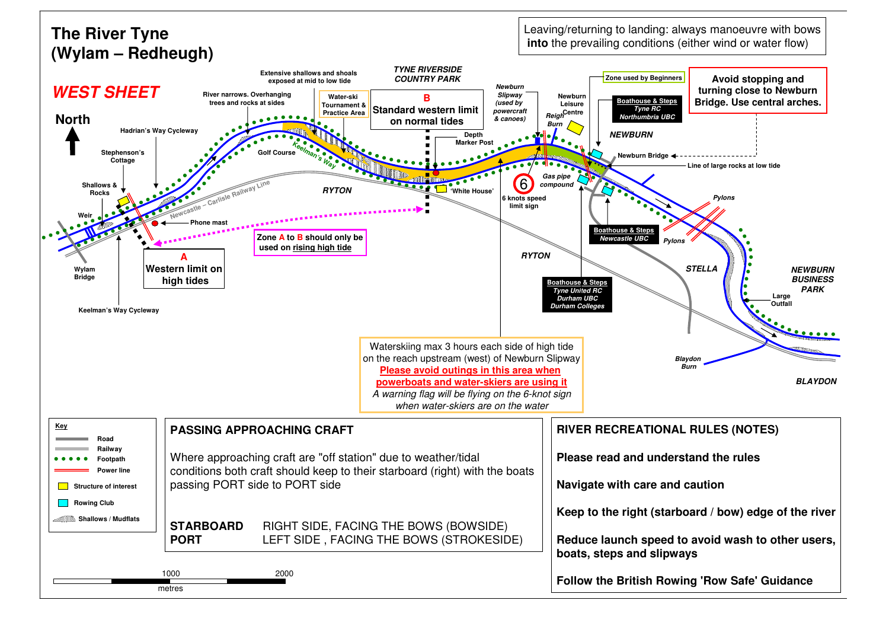# The River Tyne (Wylam – Redheugh)

## WEST SHEET

Leaving/returning to landing: always manoeuvre with bows **into** the prevailing conditions (either wind or water flow)

North

**Avoid stopping and turning close to Newburn Bridge. Use central arches.**

Zone used by Beginners

**Boathouse & Steps** *Tyne RC* *Northumbria UBC*

NEWBURN

Newburn Bridge

Line of large rocks at low tide

Newburn Leisure Centre

Reigh Burn

Newburn Slipway *(used by powercraft & canoes)*

TYNE RIVERSIDE COUNTRY PARK

**B** **Standard western limit on normal tides**

Water-ski Tournament & Practice Area

Extensive shallows and shoals exposed at mid to low tide

River narrows. Overhanging trees and rocks at sides

Hadrian's Way Cycleway

Stephenson's Cottage

Shallows & Rocks

Weir

Wylam Bridge

Golf Course

Keelman's Way

Newcastle – Carlisle Railway Line

Phone mast

RYTON

Depth Marker Post

'White House'

6 knots speed limit sign

Gas pipe compound

**Boathouse & Steps** *Newcastle UBC*

Pylons

STELLA

RYTON

**Boathouse & Steps** *Tyne United RC* *Durham UBC* *Durham Colleges*

**A** **Western limit on high tides**

Keelman's Way Cycleway

Zone **A** to **B** should only be used on rising high tide

Waterskiing max 3 hours each side of high tide on the reach upstream (west) of Newburn Slipway
**Please avoid outings in this area when powerboats and water-skiers are using it**
*A warning flag will be flying on the 6-knot sign when water-skiers are on the water*

NEWBURN BUSINESS PARK

Large Outfall

Blaydon Burn

BLAYDON

**Key**

- Road
- Railway
- Footpath
- Power line
- Structure of interest
- Rowing Club
- Shallows / Mudflats

1000 2000 metres

## PASSING APPROACHING CRAFT

Where approaching craft are "off station" due to weather/tidal conditions both craft should keep to their starboard (right) with the boats passing PORT side to PORT side

| | |
|---|---|
| **STARBOARD** | RIGHT SIDE, FACING THE BOWS (BOWSIDE) |
| **PORT** | LEFT SIDE , FACING THE BOWS (STROKESIDE) |

## RIVER RECREATIONAL RULES (NOTES)

**Please read and understand the rules**

**Navigate with care and caution**

**Keep to the right (starboard / bow) edge of the river**

**Reduce launch speed to avoid wash to other users, boats, steps and slipways**

**Follow the British Rowing 'Row Safe' Guidance**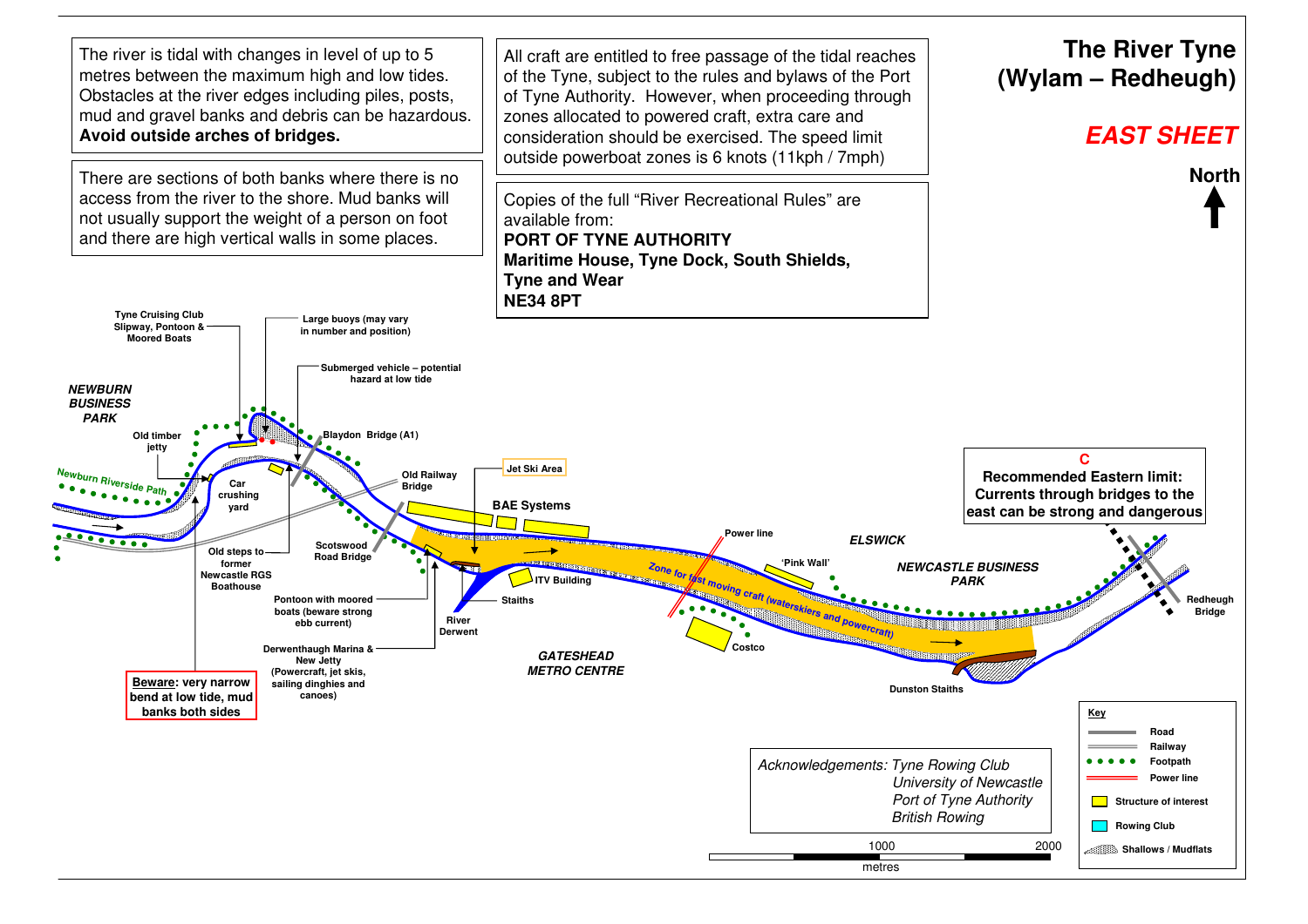# The River Tyne (Wylam – Redheugh)

## EAST SHEET

North

The river is tidal with changes in level of up to 5 metres between the maximum high and low tides. Obstacles at the river edges including piles, posts, mud and gravel banks and debris can be hazardous. **Avoid outside arches of bridges.**

There are sections of both banks where there is no access from the river to the shore. Mud banks will not usually support the weight of a person on foot and there are high vertical walls in some places.

All craft are entitled to free passage of the tidal reaches of the Tyne, subject to the rules and bylaws of the Port of Tyne Authority. However, when proceeding through zones allocated to powered craft, extra care and consideration should be exercised. The speed limit outside powerboat zones is 6 knots (11kph / 7mph)

Copies of the full “River Recreational Rules” are available from:
**PORT OF TYNE AUTHORITY**
**Maritime House, Tyne Dock, South Shields,**
**Tyne and Wear**
**NE34 8PT**

Tyne Cruising Club Slipway, Pontoon & Moored Boats

Large buoys (may vary in number and position)

Submerged vehicle – potential hazard at low tide

*NEWBURN BUSINESS PARK*

Old timber jetty

Blaydon Bridge (A1)

Newburn Riverside Path

Car crushing yard

Old Railway Bridge

Jet Ski Area

BAE Systems

Scotswood Road Bridge

Old steps to former Newcastle RGS Boathouse

ITV Building

Pontoon with moored boats (beware strong ebb current)

Staiths

River Derwent

Derwenthaugh Marina & New Jetty (Powercraft, jet skis, sailing dinghies and canoes)

**Beware**: very narrow bend at low tide, mud banks both sides

*GATESHEAD METRO CENTRE*

Zone for fast moving craft (waterskiers and powercraft)

Power line

‘Pink Wall’

*ELSWICK*

*NEWCASTLE BUSINESS PARK*

Costco

Dunston Staiths

**C**
**Recommended Eastern limit: Currents through bridges to the east can be strong and dangerous**

Redheugh Bridge

Key
Road
Railway
Footpath
Power line
Structure of interest
Rowing Club
Shallows / Mudflats

*Acknowledgements: Tyne Rowing Club*
*University of Newcastle*
*Port of Tyne Authority*
*British Rowing*

1000
2000
metres